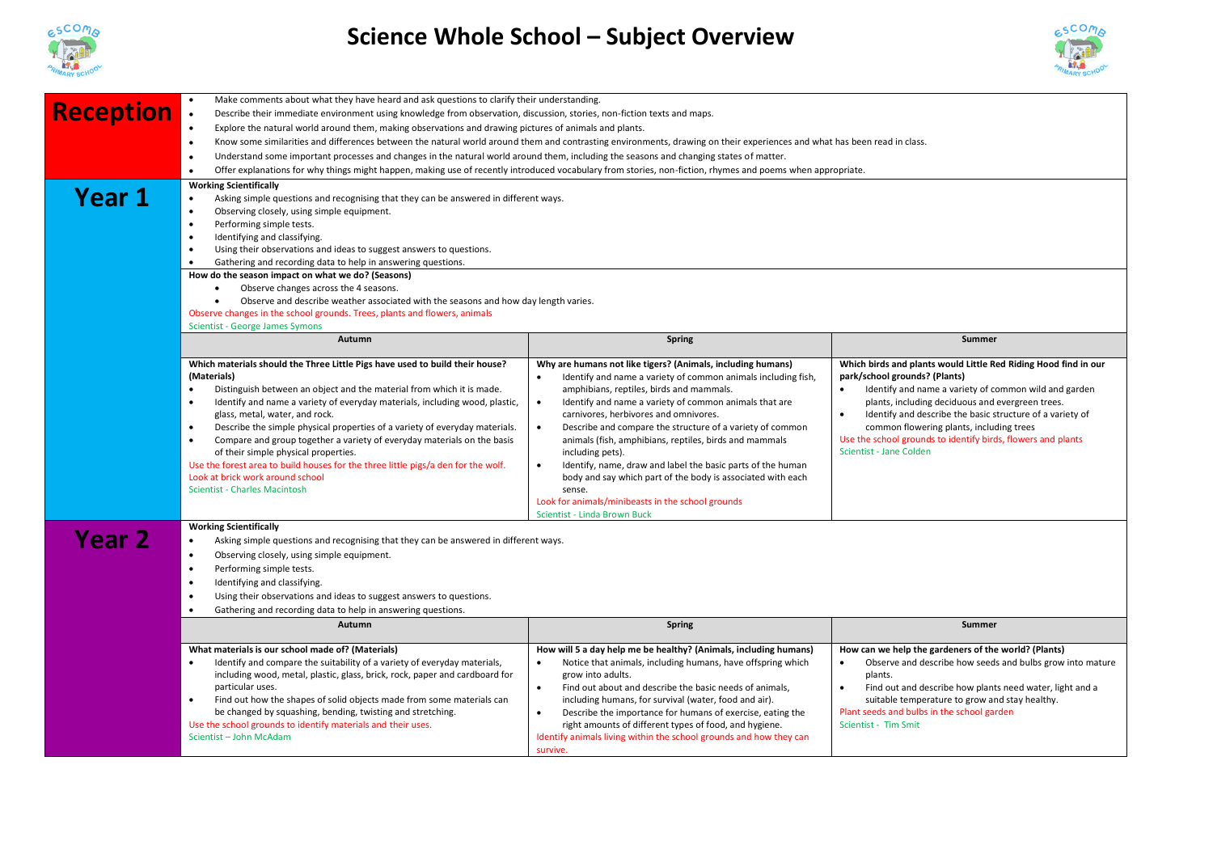# Science Whole School – Subject Overview

## Reception

- Make comments about what they have heard and ask questions to clarify their understanding.
- Describe their immediate environment using knowledge from observation, discussion, stories, non-fiction texts and maps.
- Explore the natural world around them, making observations and drawing pictures of animals and plants.
- Know some similarities and differences between the natural world around them and contrasting environments, drawing on their experiences and what has been read in class.
- Understand some important processes and changes in the natural world around them, including the seasons and changing states of matter.
- Offer explanations for why things might happen, making use of recently introduced vocabulary from stories, non-fiction, rhymes and poems when appropriate.

## Year 1

**Working Scientifically**

- Asking simple questions and recognising that they can be answered in different ways.
- Observing closely, using simple equipment.
- Performing simple tests.
- Identifying and classifying.
- Using their observations and ideas to suggest answers to questions.
- Gathering and recording data to help in answering questions.

**How do the season impact on what we do? (Seasons)**

- Observe changes across the 4 seasons.
- Observe and describe weather associated with the seasons and how day length varies.

Observe changes in the school grounds. Trees, plants and flowers, animals

Scientist - George James Symons

| Autumn | Spring | Summer |
|---|---|---|
| **Which materials should the Three Little Pigs have used to build their house? (Materials)**<br>• Distinguish between an object and the material from which it is made.<br>• Identify and name a variety of everyday materials, including wood, plastic, glass, metal, water, and rock.<br>• Describe the simple physical properties of a variety of everyday materials.<br>• Compare and group together a variety of everyday materials on the basis of their simple physical properties.<br>Use the forest area to build houses for the three little pigs/a den for the wolf.<br>Look at brick work around school<br>Scientist - Charles Macintosh | **Why are humans not like tigers? (Animals, including humans)**<br>• Identify and name a variety of common animals including fish, amphibians, reptiles, birds and mammals.<br>• Identify and name a variety of common animals that are carnivores, herbivores and omnivores.<br>• Describe and compare the structure of a variety of common animals (fish, amphibians, reptiles, birds and mammals including pets).<br>• Identify, name, draw and label the basic parts of the human body and say which part of the body is associated with each sense.<br>Look for animals/minibeasts in the school grounds<br>Scientist - Linda Brown Buck | **Which birds and plants would Little Red Riding Hood find in our park/school grounds? (Plants)**<br>• Identify and name a variety of common wild and garden plants, including deciduous and evergreen trees.<br>• Identify and describe the basic structure of a variety of common flowering plants, including trees<br>Use the school grounds to identify birds, flowers and plants<br>Scientist - Jane Colden |

## Year 2

**Working Scientifically**

- Asking simple questions and recognising that they can be answered in different ways.
- Observing closely, using simple equipment.
- Performing simple tests.
- Identifying and classifying.
- Using their observations and ideas to suggest answers to questions.
- Gathering and recording data to help in answering questions.

| Autumn | Spring | Summer |
|---|---|---|
| **What materials is our school made of? (Materials)**<br>• Identify and compare the suitability of a variety of everyday materials, including wood, metal, plastic, glass, brick, rock, paper and cardboard for particular uses.<br>• Find out how the shapes of solid objects made from some materials can be changed by squashing, bending, twisting and stretching.<br>Use the school grounds to identify materials and their uses.<br>Scientist – John McAdam | **How will 5 a day help me be healthy? (Animals, including humans)**<br>• Notice that animals, including humans, have offspring which grow into adults.<br>• Find out about and describe the basic needs of animals, including humans, for survival (water, food and air).<br>• Describe the importance for humans of exercise, eating the right amounts of different types of food, and hygiene.<br>Identify animals living within the school grounds and how they can survive. | **How can we help the gardeners of the world? (Plants)**<br>• Observe and describe how seeds and bulbs grow into mature plants.<br>• Find out and describe how plants need water, light and a suitable temperature to grow and stay healthy.<br>Plant seeds and bulbs in the school garden<br>Scientist - Tim Smit |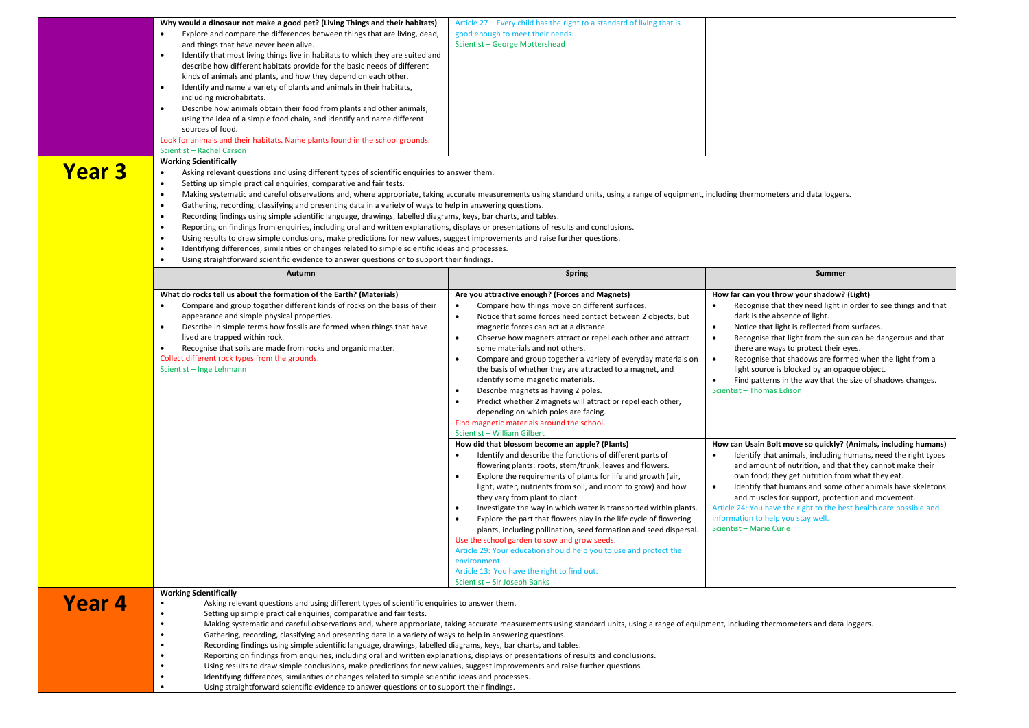| | | | |
|---|---|---|---|
| | **Why would a dinosaur not make a good pet? (Living Things and their habitats)**<br>• Explore and compare the differences between things that are living, dead, and things that have never been alive.<br>• Identify that most living things live in habitats to which they are suited and describe how different habitats provide for the basic needs of different kinds of animals and plants, and how they depend on each other.<br>• Identify and name a variety of plants and animals in their habitats, including microhabitats.<br>• Describe how animals obtain their food from plants and other animals, using the idea of a simple food chain, and identify and name different sources of food.<br>Look for animals and their habitats. Name plants found in the school grounds.<br>Scientist – Rachel Carson | Article 27 – Every child has the right to a standard of living that is good enough to meet their needs.<br>Scientist – George Mottershead | |

## Year 3

**Working Scientifically**

- Asking relevant questions and using different types of scientific enquiries to answer them.
- Setting up simple practical enquiries, comparative and fair tests.
- Making systematic and careful observations and, where appropriate, taking accurate measurements using standard units, using a range of equipment, including thermometers and data loggers.
- Gathering, recording, classifying and presenting data in a variety of ways to help in answering questions.
- Recording findings using simple scientific language, drawings, labelled diagrams, keys, bar charts, and tables.
- Reporting on findings from enquiries, including oral and written explanations, displays or presentations of results and conclusions.
- Using results to draw simple conclusions, make predictions for new values, suggest improvements and raise further questions.
- Identifying differences, similarities or changes related to simple scientific ideas and processes.
- Using straightforward scientific evidence to answer questions or to support their findings.

| Autumn | Spring | Summer |
|---|---|---|
| **What do rocks tell us about the formation of the Earth? (Materials)**<br>• Compare and group together different kinds of rocks on the basis of their appearance and simple physical properties.<br>• Describe in simple terms how fossils are formed when things that have lived are trapped within rock.<br>• Recognise that soils are made from rocks and organic matter.<br>Collect different rock types from the grounds.<br>Scientist – Inge Lehmann | **Are you attractive enough? (Forces and Magnets)**<br>• Compare how things move on different surfaces.<br>• Notice that some forces need contact between 2 objects, but magnetic forces can act at a distance.<br>• Observe how magnets attract or repel each other and attract some materials and not others.<br>• Compare and group together a variety of everyday materials on the basis of whether they are attracted to a magnet, and identify some magnetic materials.<br>• Describe magnets as having 2 poles.<br>• Predict whether 2 magnets will attract or repel each other, depending on which poles are facing.<br>Find magnetic materials around the school.<br>Scientist – William Gilbert | **How far can you throw your shadow? (Light)**<br>• Recognise that they need light in order to see things and that dark is the absence of light.<br>• Notice that light is reflected from surfaces.<br>• Recognise that light from the sun can be dangerous and that there are ways to protect their eyes.<br>• Recognise that shadows are formed when the light from a light source is blocked by an opaque object.<br>• Find patterns in the way that the size of shadows changes.<br>Scientist – Thomas Edison |
| | **How did that blossom become an apple? (Plants)**<br>• Identify and describe the functions of different parts of flowering plants: roots, stem/trunk, leaves and flowers.<br>• Explore the requirements of plants for life and growth (air, light, water, nutrients from soil, and room to grow) and how they vary from plant to plant.<br>• Investigate the way in which water is transported within plants.<br>• Explore the part that flowers play in the life cycle of flowering plants, including pollination, seed formation and seed dispersal.<br>Use the school garden to sow and grow seeds.<br>Article 29: Your education should help you to use and protect the environment.<br>Article 13: You have the right to find out.<br>Scientist – Sir Joseph Banks | **How can Usain Bolt move so quickly? (Animals, including humans)**<br>• Identify that animals, including humans, need the right types and amount of nutrition, and that they cannot make their own food; they get nutrition from what they eat.<br>• Identify that humans and some other animals have skeletons and muscles for support, protection and movement.<br>Article 24: You have the right to the best health care possible and information to help you stay well.<br>Scientist – Marie Curie |

## Year 4

**Working Scientifically**

- Asking relevant questions and using different types of scientific enquiries to answer them.
- Setting up simple practical enquiries, comparative and fair tests.
- Making systematic and careful observations and, where appropriate, taking accurate measurements using standard units, using a range of equipment, including thermometers and data loggers.
- Gathering, recording, classifying and presenting data in a variety of ways to help in answering questions.
- Recording findings using simple scientific language, drawings, labelled diagrams, keys, bar charts, and tables.
- Reporting on findings from enquiries, including oral and written explanations, displays or presentations of results and conclusions.
- Using results to draw simple conclusions, make predictions for new values, suggest improvements and raise further questions.
- Identifying differences, similarities or changes related to simple scientific ideas and processes.
- Using straightforward scientific evidence to answer questions or to support their findings.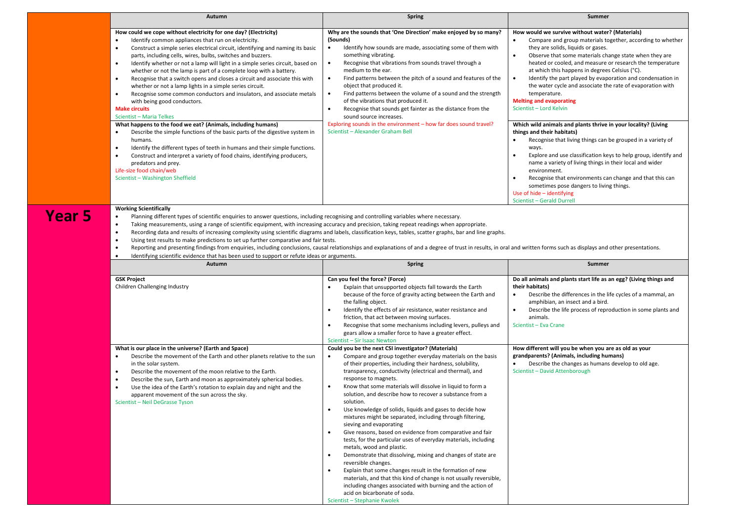| | Autumn | Spring | Summer |
|---|---|---|---|
| | **How could we cope without electricity for one day? (Electricity)**<br>• Identify common appliances that run on electricity.<br>• Construct a simple series electrical circuit, identifying and naming its basic parts, including cells, wires, bulbs, switches and buzzers.<br>• Identify whether or not a lamp will light in a simple series circuit, based on whether or not the lamp is part of a complete loop with a battery.<br>• Recognise that a switch opens and closes a circuit and associate this with whether or not a lamp lights in a simple series circuit.<br>• Recognise some common conductors and insulators, and associate metals with being good conductors.<br>**Make circuits**<br>Scientist – Maria Telkes<br><br>**What happens to the food we eat? (Animals, including humans)**<br>• Describe the simple functions of the basic parts of the digestive system in humans.<br>• Identify the different types of teeth in humans and their simple functions.<br>• Construct and interpret a variety of food chains, identifying producers, predators and prey.<br>Life-size food chain/web<br>Scientist – Washington Sheffield | **Why are the sounds that 'One Direction' make enjoyed by so many? (Sounds)**<br>• Identify how sounds are made, associating some of them with something vibrating.<br>• Recognise that vibrations from sounds travel through a medium to the ear.<br>• Find patterns between the pitch of a sound and features of the object that produced it.<br>• Find patterns between the volume of a sound and the strength of the vibrations that produced it.<br>• Recognise that sounds get fainter as the distance from the sound source increases.<br>Exploring sounds in the environment – how far does sound travel?<br>Scientist – Alexander Graham Bell | **How would we survive without water? (Materials)**<br>• Compare and group materials together, according to whether they are solids, liquids or gases.<br>• Observe that some materials change state when they are heated or cooled, and measure or research the temperature at which this happens in degrees Celsius (°C).<br>• Identify the part played by evaporation and condensation in the water cycle and associate the rate of evaporation with temperature.<br>**Melting and evaporating**<br>Scientist – Lord Kelvin<br><br>**Which wild animals and plants thrive in your locality? (Living things and their habitats)**<br>• Recognise that living things can be grouped in a variety of ways.<br>• Explore and use classification keys to help group, identify and name a variety of living things in their local and wider environment.<br>• Recognise that environments can change and that this can sometimes pose dangers to living things.<br>Use of hide – identifying<br>Scientist – Gerald Durrell |

# Year 5

**Working Scientifically**

- Planning different types of scientific enquiries to answer questions, including recognising and controlling variables where necessary.
- Taking measurements, using a range of scientific equipment, with increasing accuracy and precision, taking repeat readings when appropriate.
- Recording data and results of increasing complexity using scientific diagrams and labels, classification keys, tables, scatter graphs, bar and line graphs.
- Using test results to make predictions to set up further comparative and fair tests.
- Reporting and presenting findings from enquiries, including conclusions, causal relationships and explanations of and a degree of trust in results, in oral and written forms such as displays and other presentations.
- Identifying scientific evidence that has been used to support or refute ideas or arguments.

| Autumn | Spring | Summer |
|---|---|---|
| **GSK Project**<br>Children Challenging Industry | **Can you feel the force? (Force)**<br>• Explain that unsupported objects fall towards the Earth because of the force of gravity acting between the Earth and the falling object.<br>• Identify the effects of air resistance, water resistance and friction, that act between moving surfaces.<br>• Recognise that some mechanisms including levers, pulleys and gears allow a smaller force to have a greater effect.<br>Scientist – Sir Isaac Newton | **Do all animals and plants start life as an egg? (Living things and their habitats)**<br>• Describe the differences in the life cycles of a mammal, an amphibian, an insect and a bird.<br>• Describe the life process of reproduction in some plants and animals.<br>Scientist – Eva Crane |
| **What is our place in the universe? (Earth and Space)**<br>• Describe the movement of the Earth and other planets relative to the sun in the solar system.<br>• Describe the movement of the moon relative to the Earth.<br>• Describe the sun, Earth and moon as approximately spherical bodies.<br>• Use the idea of the Earth's rotation to explain day and night and the apparent movement of the sun across the sky.<br>Scientist – Neil DeGrasse Tyson | **Could you be the next CSI investigator? (Materials)**<br>• Compare and group together everyday materials on the basis of their properties, including their hardness, solubility, transparency, conductivity (electrical and thermal), and response to magnets.<br>• Know that some materials will dissolve in liquid to form a solution, and describe how to recover a substance from a solution.<br>• Use knowledge of solids, liquids and gases to decide how mixtures might be separated, including through filtering, sieving and evaporating<br>• Give reasons, based on evidence from comparative and fair tests, for the particular uses of everyday materials, including metals, wood and plastic.<br>• Demonstrate that dissolving, mixing and changes of state are reversible changes.<br>• Explain that some changes result in the formation of new materials, and that this kind of change is not usually reversible, including changes associated with burning and the action of acid on bicarbonate of soda.<br>Scientist – Stephanie Kwolek | **How different will you be when you are as old as your grandparents? (Animals, including humans)**<br>• Describe the changes as humans develop to old age.<br>Scientist – David Attenborough |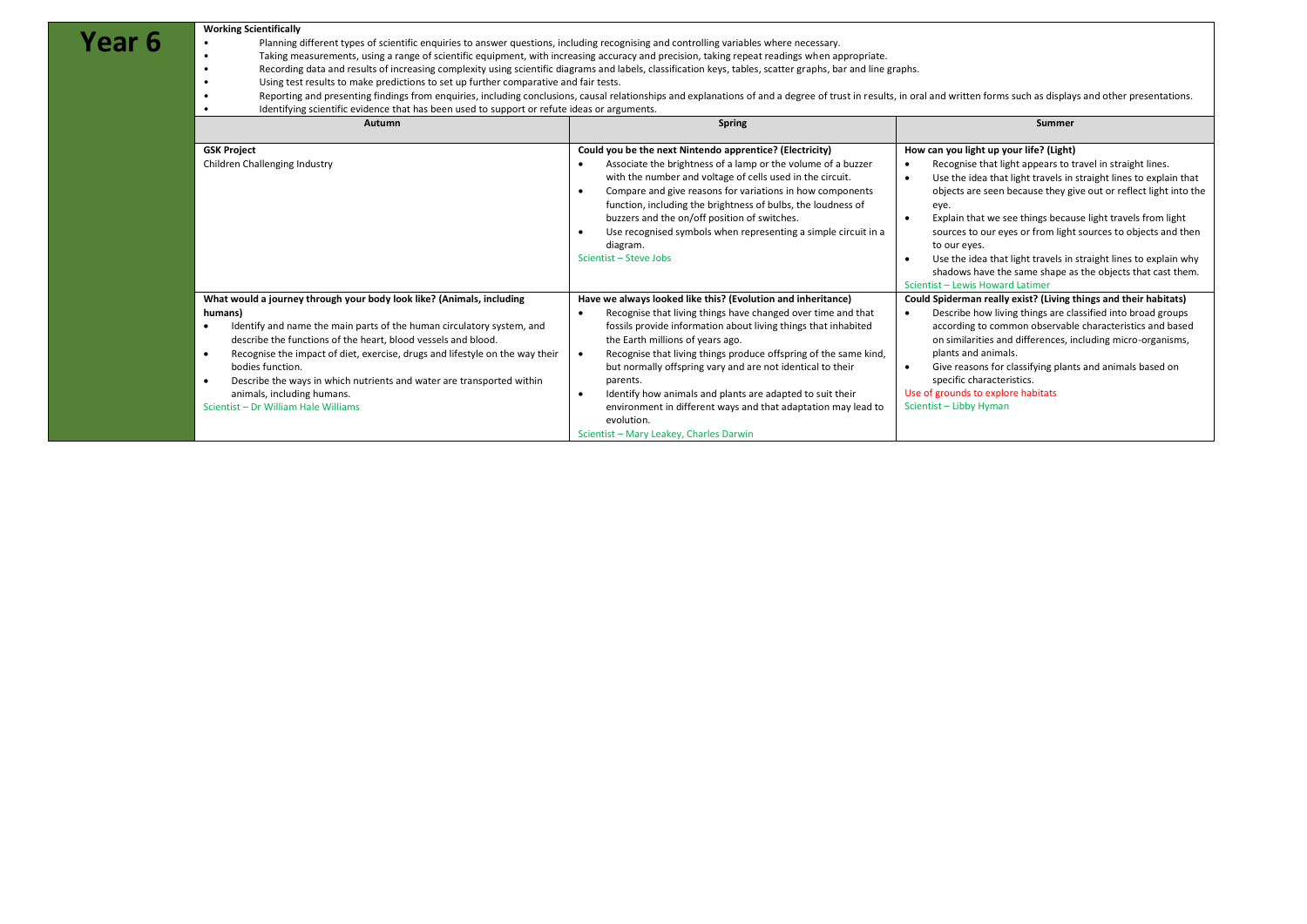# Year 6

**Working Scientifically**

- Planning different types of scientific enquiries to answer questions, including recognising and controlling variables where necessary.
- Taking measurements, using a range of scientific equipment, with increasing accuracy and precision, taking repeat readings when appropriate.
- Recording data and results of increasing complexity using scientific diagrams and labels, classification keys, tables, scatter graphs, bar and line graphs.
- Using test results to make predictions to set up further comparative and fair tests.
- Reporting and presenting findings from enquiries, including conclusions, causal relationships and explanations of and a degree of trust in results, in oral and written forms such as displays and other presentations.
- Identifying scientific evidence that has been used to support or refute ideas or arguments.

| Autumn | Spring | Summer |
|---|---|---|
| **GSK Project**<br>Children Challenging Industry | **Could you be the next Nintendo apprentice? (Electricity)**<br>• Associate the brightness of a lamp or the volume of a buzzer with the number and voltage of cells used in the circuit.<br>• Compare and give reasons for variations in how components function, including the brightness of bulbs, the loudness of buzzers and the on/off position of switches.<br>• Use recognised symbols when representing a simple circuit in a diagram.<br>Scientist – Steve Jobs | **How can you light up your life? (Light)**<br>• Recognise that light appears to travel in straight lines.<br>• Use the idea that light travels in straight lines to explain that objects are seen because they give out or reflect light into the eye.<br>• Explain that we see things because light travels from light sources to our eyes or from light sources to objects and then to our eyes.<br>• Use the idea that light travels in straight lines to explain why shadows have the same shape as the objects that cast them.<br>Scientist – Lewis Howard Latimer |
| **What would a journey through your body look like? (Animals, including humans)**<br>• Identify and name the main parts of the human circulatory system, and describe the functions of the heart, blood vessels and blood.<br>• Recognise the impact of diet, exercise, drugs and lifestyle on the way their bodies function.<br>• Describe the ways in which nutrients and water are transported within animals, including humans.<br>Scientist – Dr William Hale Williams | **Have we always looked like this? (Evolution and inheritance)**<br>• Recognise that living things have changed over time and that fossils provide information about living things that inhabited the Earth millions of years ago.<br>• Recognise that living things produce offspring of the same kind, but normally offspring vary and are not identical to their parents.<br>• Identify how animals and plants are adapted to suit their environment in different ways and that adaptation may lead to evolution.<br>Scientist – Mary Leakey, Charles Darwin | **Could Spiderman really exist? (Living things and their habitats)**<br>• Describe how living things are classified into broad groups according to common observable characteristics and based on similarities and differences, including micro-organisms, plants and animals.<br>• Give reasons for classifying plants and animals based on specific characteristics.<br>Use of grounds to explore habitats<br>Scientist – Libby Hyman |